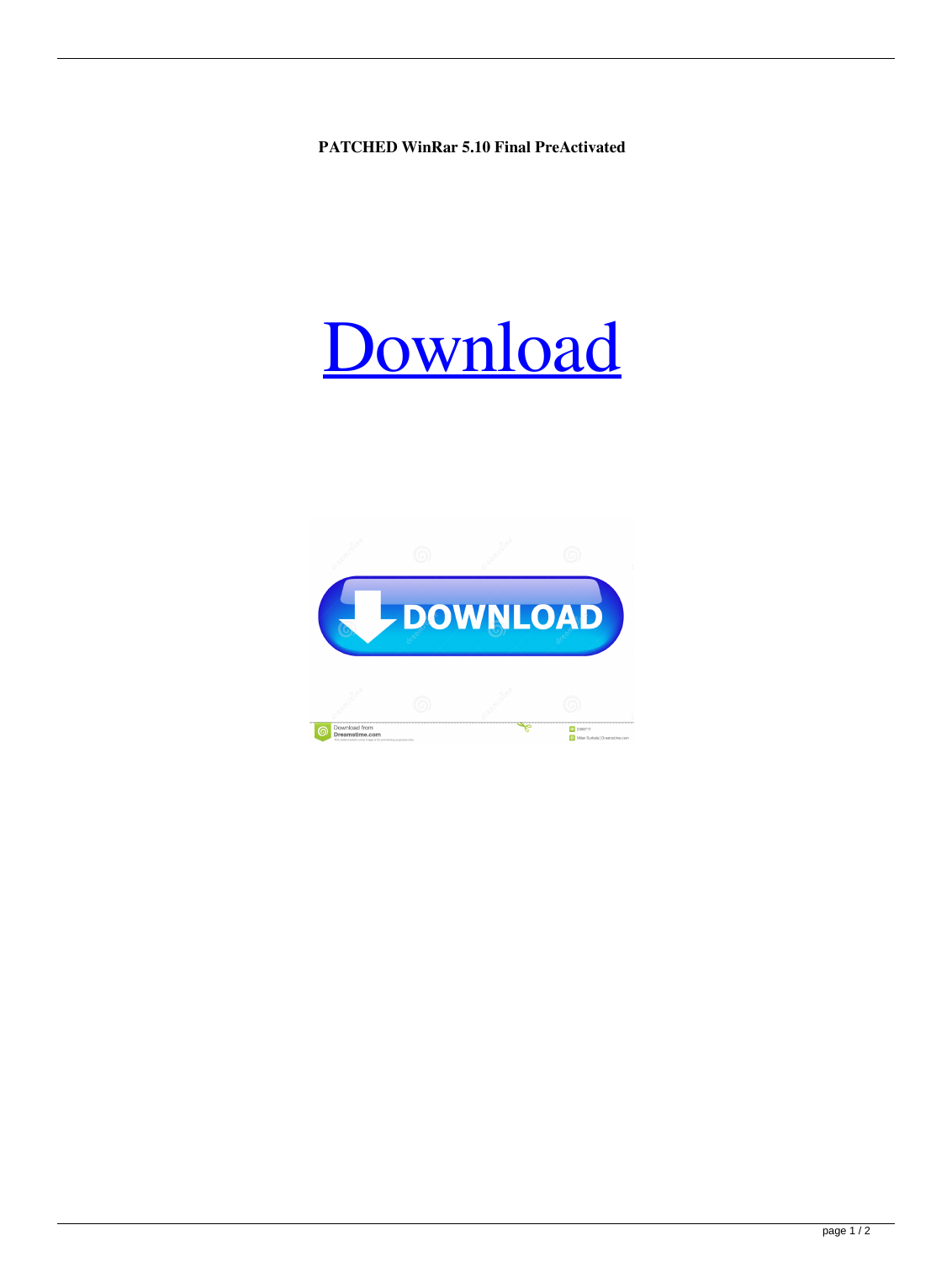**PATCHED WinRar 5.10 Final PreActivated**

Download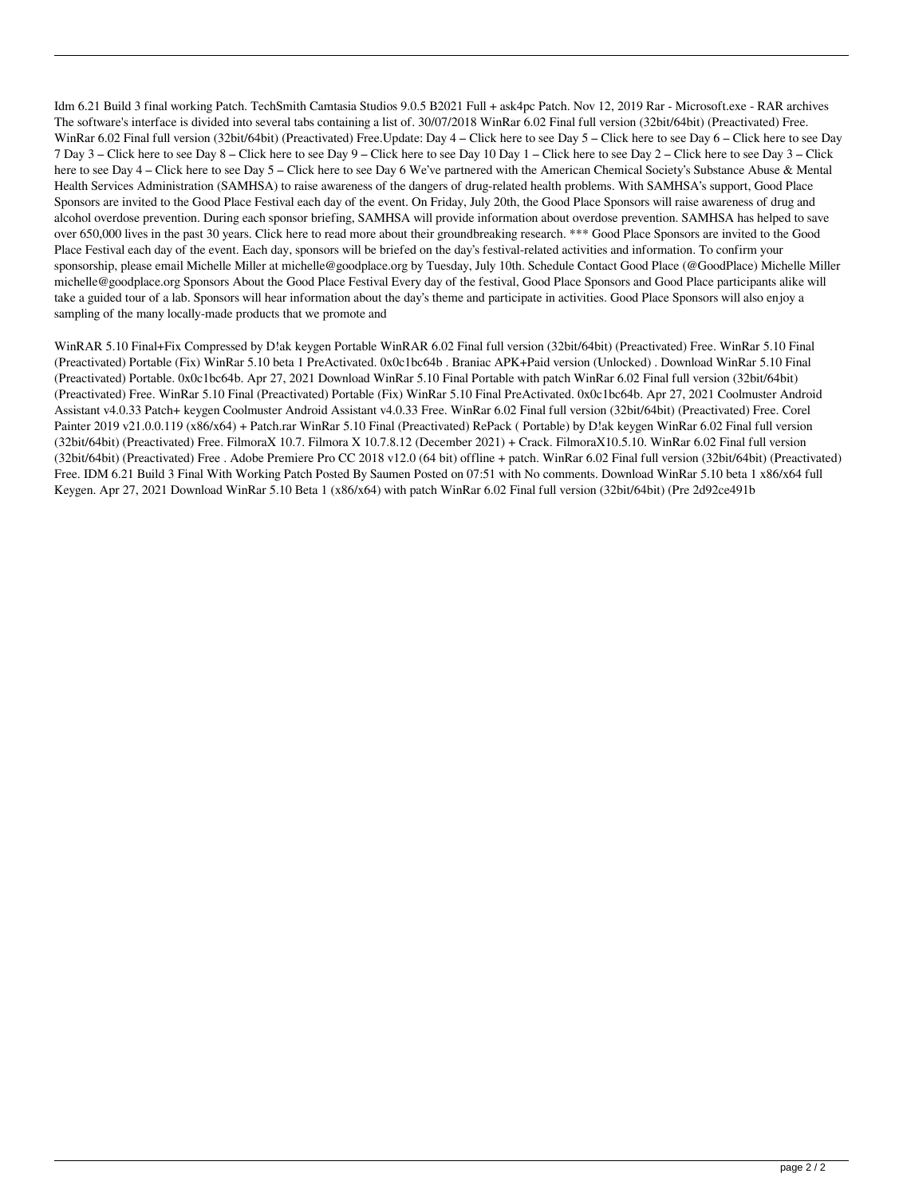Idm 6.21 Build 3 final working Patch. TechSmith Camtasia Studios 9.0.5 B2021 Full + ask4pc Patch. Nov 12, 2019 Rar - Microsoft.exe - RAR archives The software's interface is divided into several tabs containing a list of. 30/07/2018 WinRar 6.02 Final full version (32bit/64bit) (Preactivated) Free. WinRar 6.02 Final full version (32bit/64bit) (Preactivated) Free.Update: Day 4 – Click here to see Day 5 – Click here to see Day 6 – Click here to see Day 7 Day 3 – Click here to see Day 8 – Click here to see Day 9 – Click here to see Day 10 Day 1 – Click here to see Day 2 – Click here to see Day 3 – Click here to see Day 4 – Click here to see Day 5 – Click here to see Day 6 We've partnered with the American Chemical Society's Substance Abuse & Mental Health Services Administration (SAMHSA) to raise awareness of the dangers of drug-related health problems. With SAMHSA's support, Good Place Sponsors are invited to the Good Place Festival each day of the event. On Friday, July 20th, the Good Place Sponsors will raise awareness of drug and alcohol overdose prevention. During each sponsor briefing, SAMHSA will provide information about overdose prevention. SAMHSA has helped to save over 650,000 lives in the past 30 years. Click here to read more about their groundbreaking research. *** Good Place Sponsors are invited to the Good Place Festival each day of the event. Each day, sponsors will be briefed on the day's festival-related activities and information. To confirm your sponsorship, please email Michelle Miller at michelle@goodplace.org by Tuesday, July 10th. Schedule Contact Good Place (@GoodPlace) Michelle Miller michelle@goodplace.org Sponsors About the Good Place Festival Every day of the festival, Good Place Sponsors and Good Place participants alike will take a guided tour of a lab. Sponsors will hear information about the day's theme and participate in activities. Good Place Sponsors will also enjoy a sampling of the many locally-made products that we promote and

WinRAR 5.10 Final+Fix Compressed by D!ak keygen Portable WinRAR 6.02 Final full version (32bit/64bit) (Preactivated) Free. WinRar 5.10 Final (Preactivated) Portable (Fix) WinRar 5.10 beta 1 PreActivated. 0x0c1bc64b . Braniac APK+Paid version (Unlocked) . Download WinRar 5.10 Final (Preactivated) Portable. 0x0c1bc64b. Apr 27, 2021 Download WinRar 5.10 Final Portable with patch WinRar 6.02 Final full version (32bit/64bit) (Preactivated) Free. WinRar 5.10 Final (Preactivated) Portable (Fix) WinRar 5.10 Final PreActivated. 0x0c1bc64b. Apr 27, 2021 Coolmuster Android Assistant v4.0.33 Patch+ keygen Coolmuster Android Assistant v4.0.33 Free. WinRar 6.02 Final full version (32bit/64bit) (Preactivated) Free. Corel Painter 2019 v21.0.0.119 (x86/x64) + Patch.rar WinRar 5.10 Final (Preactivated) RePack ( Portable) by D!ak keygen WinRar 6.02 Final full version (32bit/64bit) (Preactivated) Free. FilmoraX 10.7. Filmora X 10.7.8.12 (December 2021) + Crack. FilmoraX10.5.10. WinRar 6.02 Final full version (32bit/64bit) (Preactivated) Free . Adobe Premiere Pro CC 2018 v12.0 (64 bit) offline + patch. WinRar 6.02 Final full version (32bit/64bit) (Preactivated) Free. IDM 6.21 Build 3 Final With Working Patch Posted By Saumen Posted on 07:51 with No comments. Download WinRar 5.10 beta 1 x86/x64 full Keygen. Apr 27, 2021 Download WinRar 5.10 Beta 1 (x86/x64) with patch WinRar 6.02 Final full version (32bit/64bit) (Pre 2d92ce491b